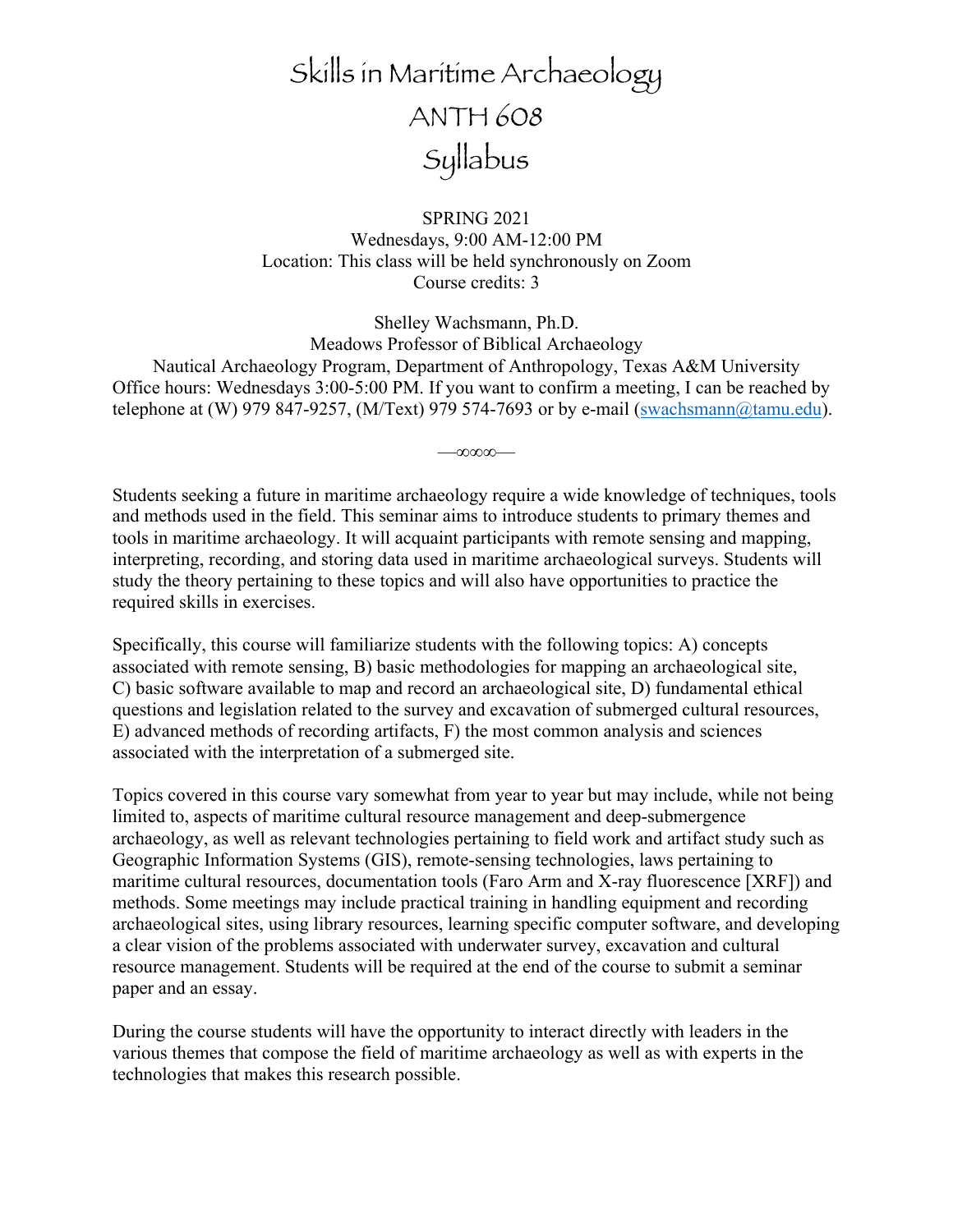# Skills in Maritime Archaeology
# ANTH 608
# Syllabus

SPRING 2021
Wednesdays, 9:00 AM-12:00 PM
Location: This class will be held synchronously on Zoom
Course credits: 3

Shelley Wachsmann, Ph.D.
Meadows Professor of Biblical Archaeology
Nautical Archaeology Program, Department of Anthropology, Texas A&M University
Office hours: Wednesdays 3:00-5:00 PM. If you want to confirm a meeting, I can be reached by telephone at (W) 979 847-9257, (M/Text) 979 574-7693 or by e-mail (swachsmann@tamu.edu).

—∞∞∞—

Students seeking a future in maritime archaeology require a wide knowledge of techniques, tools and methods used in the field. This seminar aims to introduce students to primary themes and tools in maritime archaeology. It will acquaint participants with remote sensing and mapping, interpreting, recording, and storing data used in maritime archaeological surveys. Students will study the theory pertaining to these topics and will also have opportunities to practice the required skills in exercises.

Specifically, this course will familiarize students with the following topics: A) concepts associated with remote sensing, B) basic methodologies for mapping an archaeological site, C) basic software available to map and record an archaeological site, D) fundamental ethical questions and legislation related to the survey and excavation of submerged cultural resources, E) advanced methods of recording artifacts, F) the most common analysis and sciences associated with the interpretation of a submerged site.

Topics covered in this course vary somewhat from year to year but may include, while not being limited to, aspects of maritime cultural resource management and deep-submergence archaeology, as well as relevant technologies pertaining to field work and artifact study such as Geographic Information Systems (GIS), remote-sensing technologies, laws pertaining to maritime cultural resources, documentation tools (Faro Arm and X-ray fluorescence [XRF]) and methods. Some meetings may include practical training in handling equipment and recording archaeological sites, using library resources, learning specific computer software, and developing a clear vision of the problems associated with underwater survey, excavation and cultural resource management. Students will be required at the end of the course to submit a seminar paper and an essay.

During the course students will have the opportunity to interact directly with leaders in the various themes that compose the field of maritime archaeology as well as with experts in the technologies that makes this research possible.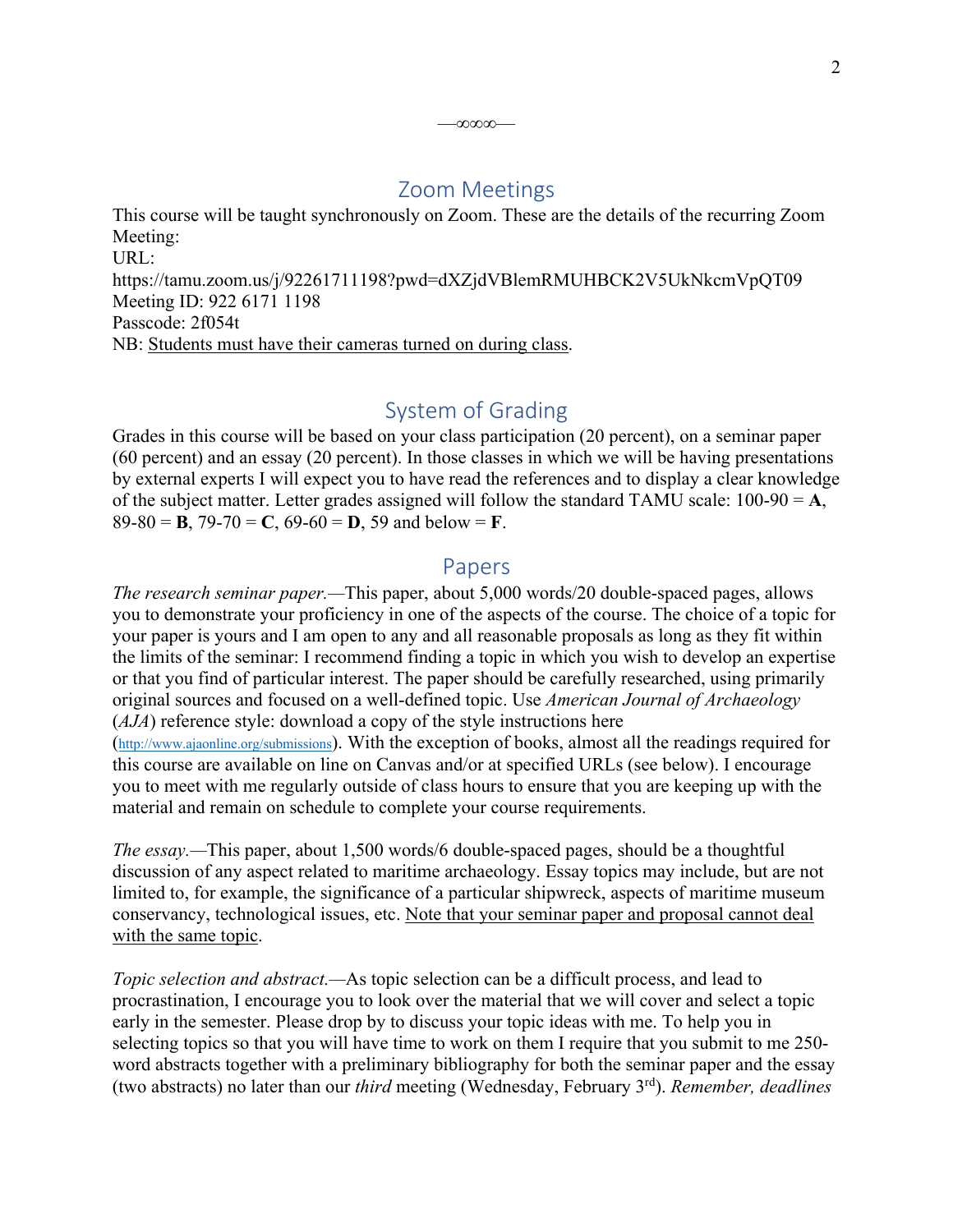—∞∞∞—

## Zoom Meetings

This course will be taught synchronously on Zoom. These are the details of the recurring Zoom Meeting:
URL:
https://tamu.zoom.us/j/92261711198?pwd=dXZjdVBlemRMUHBCK2V5UkNkcmVpQT09
Meeting ID: 922 6171 1198
Passcode: 2f054t
NB: Students must have their cameras turned on during class.

## System of Grading

Grades in this course will be based on your class participation (20 percent), on a seminar paper (60 percent) and an essay (20 percent). In those classes in which we will be having presentations by external experts I will expect you to have read the references and to display a clear knowledge of the subject matter. Letter grades assigned will follow the standard TAMU scale: 100-90 = **A**, 89-80 = **B**, 79-70 = **C**, 69-60 = **D**, 59 and below = **F**.

## Papers

*The research seminar paper.*—This paper, about 5,000 words/20 double-spaced pages, allows you to demonstrate your proficiency in one of the aspects of the course. The choice of a topic for your paper is yours and I am open to any and all reasonable proposals as long as they fit within the limits of the seminar: I recommend finding a topic in which you wish to develop an expertise or that you find of particular interest. The paper should be carefully researched, using primarily original sources and focused on a well-defined topic. Use *American Journal of Archaeology* (*AJA*) reference style: download a copy of the style instructions here (http://www.ajaonline.org/submissions). With the exception of books, almost all the readings required for this course are available on line on Canvas and/or at specified URLs (see below). I encourage you to meet with me regularly outside of class hours to ensure that you are keeping up with the material and remain on schedule to complete your course requirements.

*The essay.*—This paper, about 1,500 words/6 double-spaced pages, should be a thoughtful discussion of any aspect related to maritime archaeology. Essay topics may include, but are not limited to, for example, the significance of a particular shipwreck, aspects of maritime museum conservancy, technological issues, etc. Note that your seminar paper and proposal cannot deal with the same topic.

*Topic selection and abstract.*—As topic selection can be a difficult process, and lead to procrastination, I encourage you to look over the material that we will cover and select a topic early in the semester. Please drop by to discuss your topic ideas with me. To help you in selecting topics so that you will have time to work on them I require that you submit to me 250-word abstracts together with a preliminary bibliography for both the seminar paper and the essay (two abstracts) no later than our *third* meeting (Wednesday, February 3rd). *Remember, deadlines*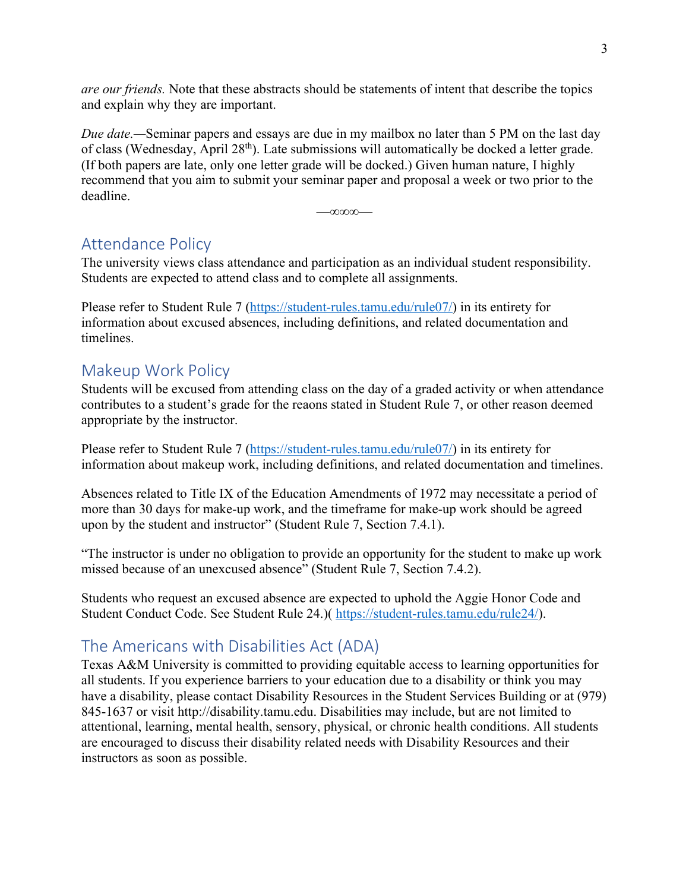*are our friends.* Note that these abstracts should be statements of intent that describe the topics and explain why they are important.

*Due date.*—Seminar papers and essays are due in my mailbox no later than 5 PM on the last day of class (Wednesday, April 28th). Late submissions will automatically be docked a letter grade. (If both papers are late, only one letter grade will be docked.) Given human nature, I highly recommend that you aim to submit your seminar paper and proposal a week or two prior to the deadline.

—∞∞∞—

## Attendance Policy

The university views class attendance and participation as an individual student responsibility. Students are expected to attend class and to complete all assignments.

Please refer to Student Rule 7 (https://student-rules.tamu.edu/rule07/) in its entirety for information about excused absences, including definitions, and related documentation and timelines.

## Makeup Work Policy

Students will be excused from attending class on the day of a graded activity or when attendance contributes to a student's grade for the reaons stated in Student Rule 7, or other reason deemed appropriate by the instructor.

Please refer to Student Rule 7 (https://student-rules.tamu.edu/rule07/) in its entirety for information about makeup work, including definitions, and related documentation and timelines.

Absences related to Title IX of the Education Amendments of 1972 may necessitate a period of more than 30 days for make-up work, and the timeframe for make-up work should be agreed upon by the student and instructor" (Student Rule 7, Section 7.4.1).

"The instructor is under no obligation to provide an opportunity for the student to make up work missed because of an unexcused absence" (Student Rule 7, Section 7.4.2).

Students who request an excused absence are expected to uphold the Aggie Honor Code and Student Conduct Code. See Student Rule 24.)( https://student-rules.tamu.edu/rule24/).

## The Americans with Disabilities Act (ADA)

Texas A&M University is committed to providing equitable access to learning opportunities for all students. If you experience barriers to your education due to a disability or think you may have a disability, please contact Disability Resources in the Student Services Building or at (979) 845-1637 or visit http://disability.tamu.edu. Disabilities may include, but are not limited to attentional, learning, mental health, sensory, physical, or chronic health conditions. All students are encouraged to discuss their disability related needs with Disability Resources and their instructors as soon as possible.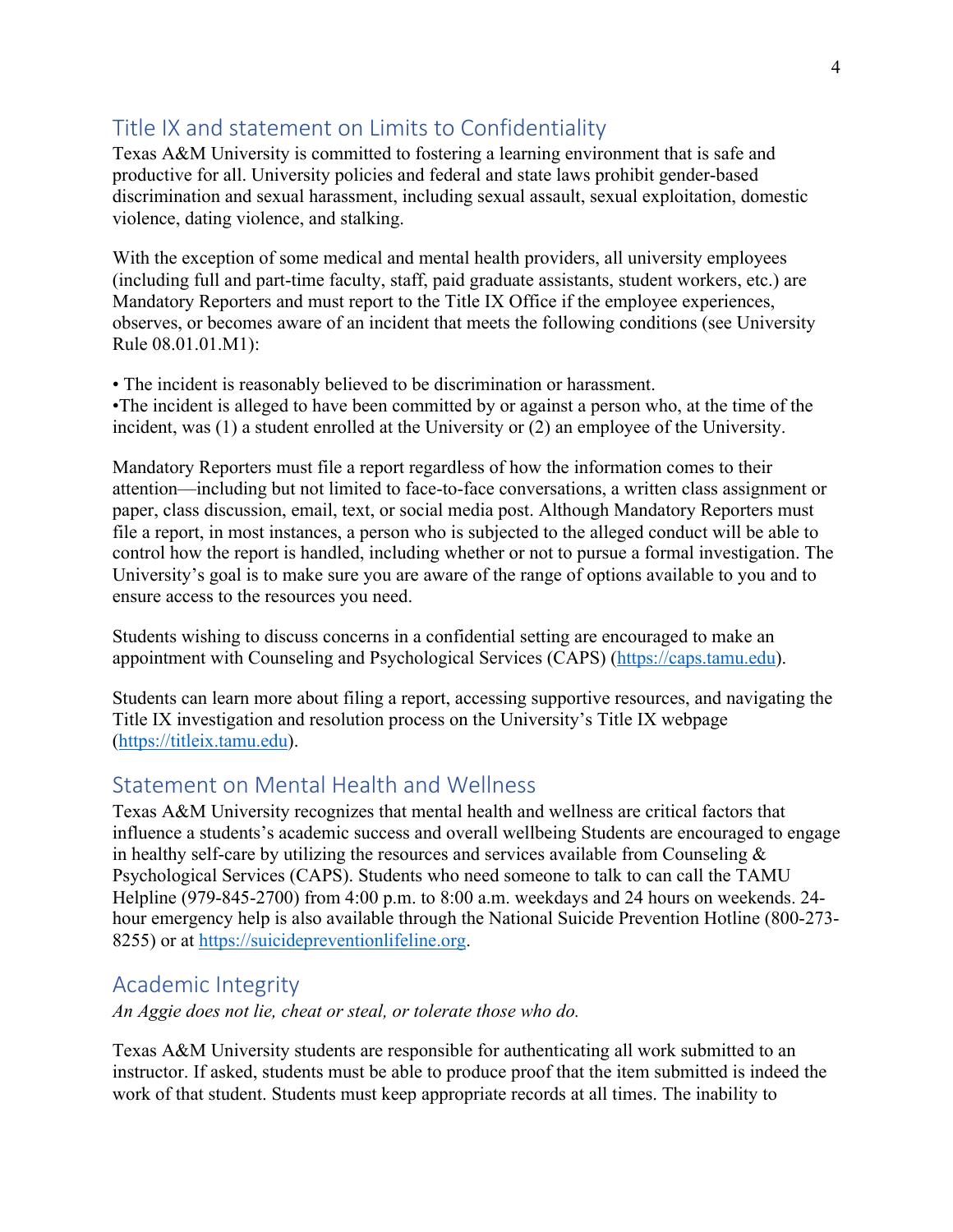## Title IX and statement on Limits to Confidentiality

Texas A&M University is committed to fostering a learning environment that is safe and productive for all. University policies and federal and state laws prohibit gender-based discrimination and sexual harassment, including sexual assault, sexual exploitation, domestic violence, dating violence, and stalking.

With the exception of some medical and mental health providers, all university employees (including full and part-time faculty, staff, paid graduate assistants, student workers, etc.) are Mandatory Reporters and must report to the Title IX Office if the employee experiences, observes, or becomes aware of an incident that meets the following conditions (see University Rule 08.01.01.M1):

- The incident is reasonably believed to be discrimination or harassment.
- The incident is alleged to have been committed by or against a person who, at the time of the incident, was (1) a student enrolled at the University or (2) an employee of the University.

Mandatory Reporters must file a report regardless of how the information comes to their attention—including but not limited to face-to-face conversations, a written class assignment or paper, class discussion, email, text, or social media post. Although Mandatory Reporters must file a report, in most instances, a person who is subjected to the alleged conduct will be able to control how the report is handled, including whether or not to pursue a formal investigation. The University's goal is to make sure you are aware of the range of options available to you and to ensure access to the resources you need.

Students wishing to discuss concerns in a confidential setting are encouraged to make an appointment with Counseling and Psychological Services (CAPS) (https://caps.tamu.edu).

Students can learn more about filing a report, accessing supportive resources, and navigating the Title IX investigation and resolution process on the University's Title IX webpage (https://titleix.tamu.edu).

## Statement on Mental Health and Wellness

Texas A&M University recognizes that mental health and wellness are critical factors that influence a students's academic success and overall wellbeing Students are encouraged to engage in healthy self-care by utilizing the resources and services available from Counseling & Psychological Services (CAPS). Students who need someone to talk to can call the TAMU Helpline (979-845-2700) from 4:00 p.m. to 8:00 a.m. weekdays and 24 hours on weekends. 24-hour emergency help is also available through the National Suicide Prevention Hotline (800-273-8255) or at https://suicidepreventionlifeline.org.

## Academic Integrity

*An Aggie does not lie, cheat or steal, or tolerate those who do.*

Texas A&M University students are responsible for authenticating all work submitted to an instructor. If asked, students must be able to produce proof that the item submitted is indeed the work of that student. Students must keep appropriate records at all times. The inability to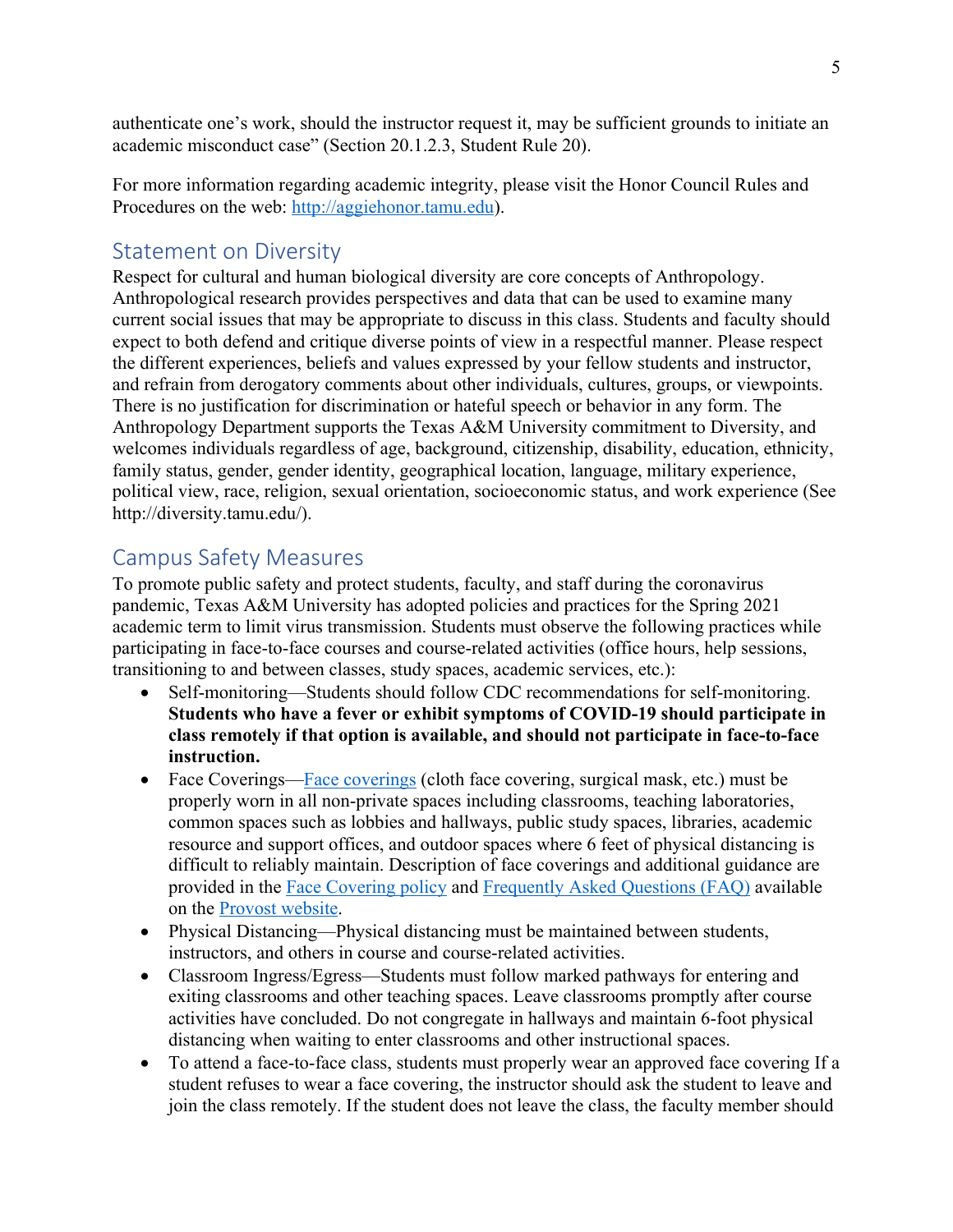authenticate one's work, should the instructor request it, may be sufficient grounds to initiate an academic misconduct case" (Section 20.1.2.3, Student Rule 20).

For more information regarding academic integrity, please visit the Honor Council Rules and Procedures on the web: [http://aggiehonor.tamu.edu](http://aggiehonor.tamu.edu)).

## Statement on Diversity

Respect for cultural and human biological diversity are core concepts of Anthropology. Anthropological research provides perspectives and data that can be used to examine many current social issues that may be appropriate to discuss in this class. Students and faculty should expect to both defend and critique diverse points of view in a respectful manner. Please respect the different experiences, beliefs and values expressed by your fellow students and instructor, and refrain from derogatory comments about other individuals, cultures, groups, or viewpoints. There is no justification for discrimination or hateful speech or behavior in any form. The Anthropology Department supports the Texas A&M University commitment to Diversity, and welcomes individuals regardless of age, background, citizenship, disability, education, ethnicity, family status, gender, gender identity, geographical location, language, military experience, political view, race, religion, sexual orientation, socioeconomic status, and work experience (See http://diversity.tamu.edu/).

## Campus Safety Measures

To promote public safety and protect students, faculty, and staff during the coronavirus pandemic, Texas A&M University has adopted policies and practices for the Spring 2021 academic term to limit virus transmission. Students must observe the following practices while participating in face-to-face courses and course-related activities (office hours, help sessions, transitioning to and between classes, study spaces, academic services, etc.):

- Self-monitoring—Students should follow CDC recommendations for self-monitoring. **Students who have a fever or exhibit symptoms of COVID-19 should participate in class remotely if that option is available, and should not participate in face-to-face instruction.**
- Face Coverings—Face coverings (cloth face covering, surgical mask, etc.) must be properly worn in all non-private spaces including classrooms, teaching laboratories, common spaces such as lobbies and hallways, public study spaces, libraries, academic resource and support offices, and outdoor spaces where 6 feet of physical distancing is difficult to reliably maintain. Description of face coverings and additional guidance are provided in the Face Covering policy and Frequently Asked Questions (FAQ) available on the Provost website.
- Physical Distancing—Physical distancing must be maintained between students, instructors, and others in course and course-related activities.
- Classroom Ingress/Egress—Students must follow marked pathways for entering and exiting classrooms and other teaching spaces. Leave classrooms promptly after course activities have concluded. Do not congregate in hallways and maintain 6-foot physical distancing when waiting to enter classrooms and other instructional spaces.
- To attend a face-to-face class, students must properly wear an approved face covering If a student refuses to wear a face covering, the instructor should ask the student to leave and join the class remotely. If the student does not leave the class, the faculty member should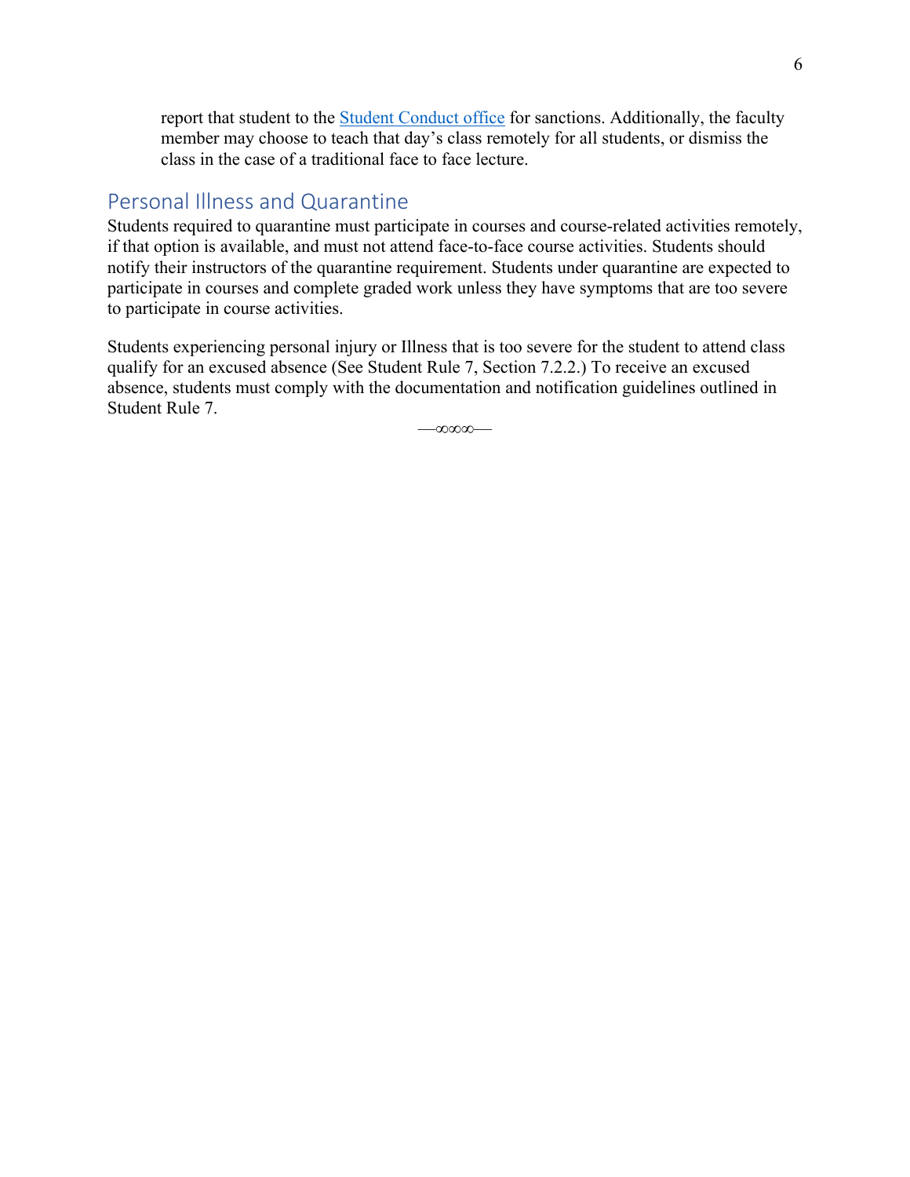report that student to the Student Conduct office for sanctions. Additionally, the faculty member may choose to teach that day's class remotely for all students, or dismiss the class in the case of a traditional face to face lecture.

## Personal Illness and Quarantine

Students required to quarantine must participate in courses and course-related activities remotely, if that option is available, and must not attend face-to-face course activities. Students should notify their instructors of the quarantine requirement. Students under quarantine are expected to participate in courses and complete graded work unless they have symptoms that are too severe to participate in course activities.

Students experiencing personal injury or Illness that is too severe for the student to attend class qualify for an excused absence (See Student Rule 7, Section 7.2.2.) To receive an excused absence, students must comply with the documentation and notification guidelines outlined in Student Rule 7.

—∞∞∞—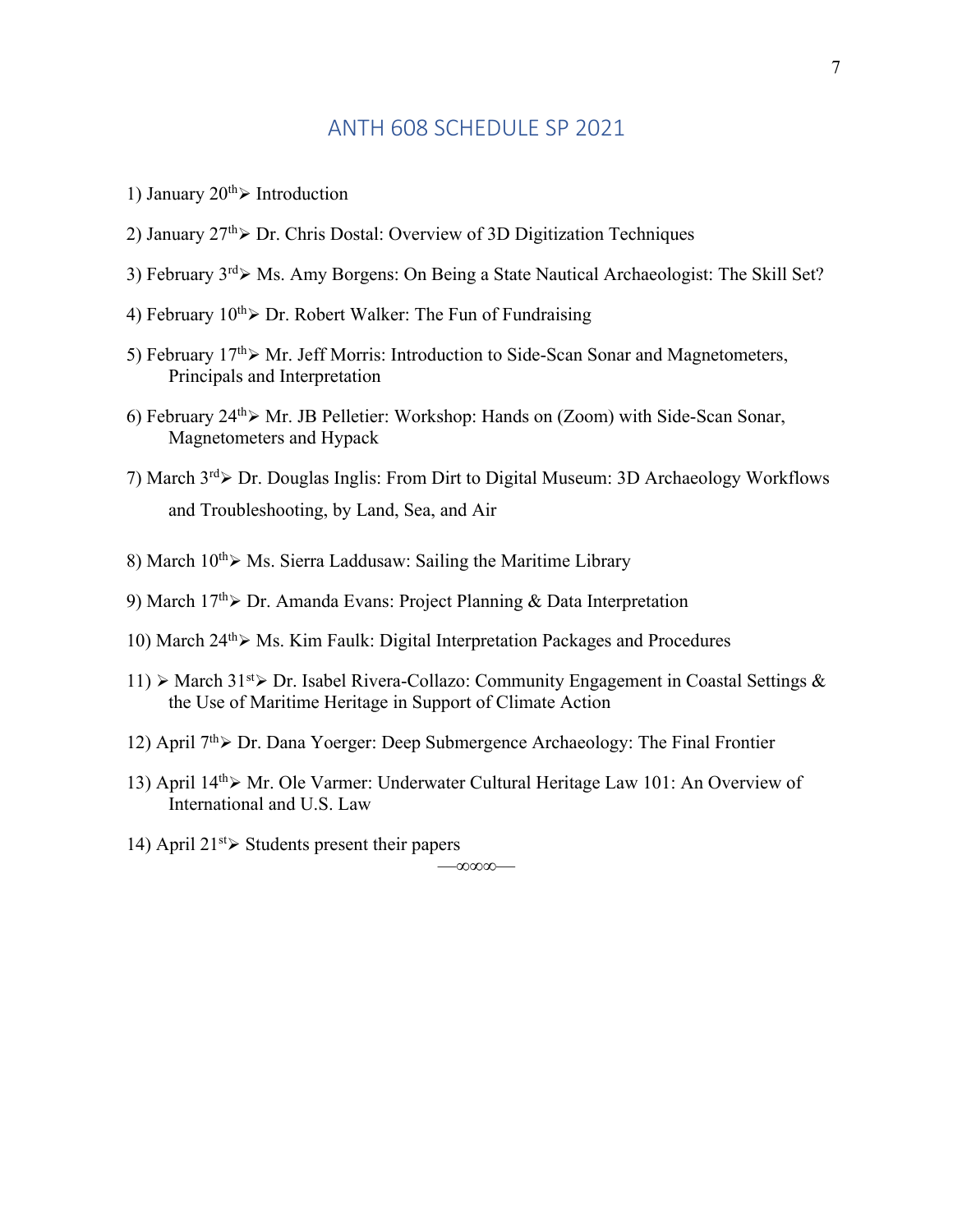## ANTH 608 SCHEDULE SP 2021

1) January 20th ➢ Introduction

2) January 27th ➢ Dr. Chris Dostal: Overview of 3D Digitization Techniques

3) February 3rd ➢ Ms. Amy Borgens: On Being a State Nautical Archaeologist: The Skill Set?

4) February 10th ➢ Dr. Robert Walker: The Fun of Fundraising

5) February 17th ➢ Mr. Jeff Morris: Introduction to Side-Scan Sonar and Magnetometers, Principals and Interpretation

6) February 24th ➢ Mr. JB Pelletier: Workshop: Hands on (Zoom) with Side-Scan Sonar, Magnetometers and Hypack

7) March 3rd ➢ Dr. Douglas Inglis: From Dirt to Digital Museum: 3D Archaeology Workflows and Troubleshooting, by Land, Sea, and Air

8) March 10th ➢ Ms. Sierra Laddusaw: Sailing the Maritime Library

9) March 17th ➢ Dr. Amanda Evans: Project Planning & Data Interpretation

10) March 24th ➢ Ms. Kim Faulk: Digital Interpretation Packages and Procedures

11) ➢ March 31st ➢ Dr. Isabel Rivera-Collazo: Community Engagement in Coastal Settings & the Use of Maritime Heritage in Support of Climate Action

12) April 7th ➢ Dr. Dana Yoerger: Deep Submergence Archaeology: The Final Frontier

13) April 14th ➢ Mr. Ole Varmer: Underwater Cultural Heritage Law 101: An Overview of International and U.S. Law

14) April 21st ➢ Students present their papers

—∞∞∞—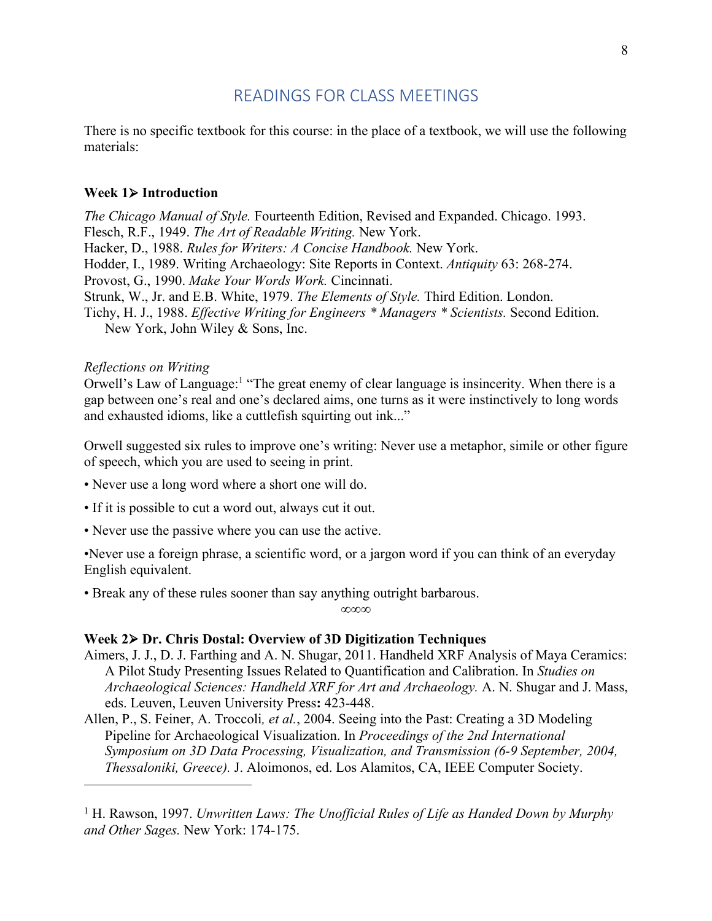## READINGS FOR CLASS MEETINGS

There is no specific textbook for this course: in the place of a textbook, we will use the following materials:

**Week 1➢ Introduction**

*The Chicago Manual of Style.* Fourteenth Edition, Revised and Expanded. Chicago. 1993.
Flesch, R.F., 1949. *The Art of Readable Writing.* New York.
Hacker, D., 1988. *Rules for Writers: A Concise Handbook.* New York.
Hodder, I., 1989. Writing Archaeology: Site Reports in Context. *Antiquity* 63: 268-274.
Provost, G., 1990. *Make Your Words Work.* Cincinnati.
Strunk, W., Jr. and E.B. White, 1979. *The Elements of Style.* Third Edition. London.
Tichy, H. J., 1988. *Effective Writing for Engineers * Managers * Scientists.* Second Edition. New York, John Wiley & Sons, Inc.

*Reflections on Writing*
Orwell's Law of Language:[1] "The great enemy of clear language is insincerity. When there is a gap between one's real and one's declared aims, one turns as it were instinctively to long words and exhausted idioms, like a cuttlefish squirting out ink..."

Orwell suggested six rules to improve one's writing: Never use a metaphor, simile or other figure of speech, which you are used to seeing in print.

• Never use a long word where a short one will do.

• If it is possible to cut a word out, always cut it out.

• Never use the passive where you can use the active.

•Never use a foreign phrase, a scientific word, or a jargon word if you can think of an everyday English equivalent.

• Break any of these rules sooner than say anything outright barbarous.

∞∞∞

**Week 2➢ Dr. Chris Dostal: Overview of 3D Digitization Techniques**

Aimers, J. J., D. J. Farthing and A. N. Shugar, 2011. Handheld XRF Analysis of Maya Ceramics: A Pilot Study Presenting Issues Related to Quantification and Calibration. In *Studies on Archaeological Sciences: Handheld XRF for Art and Archaeology.* A. N. Shugar and J. Mass, eds. Leuven, Leuven University Press**:** 423-448.
Allen, P., S. Feiner, A. Troccoli*, et al.*, 2004. Seeing into the Past: Creating a 3D Modeling Pipeline for Archaeological Visualization. In *Proceedings of the 2nd International Symposium on 3D Data Processing, Visualization, and Transmission (6-9 September, 2004, Thessaloniki, Greece).* J. Aloimonos, ed. Los Alamitos, CA, IEEE Computer Society.

---

[1] H. Rawson, 1997. *Unwritten Laws: The Unofficial Rules of Life as Handed Down by Murphy and Other Sages.* New York: 174-175.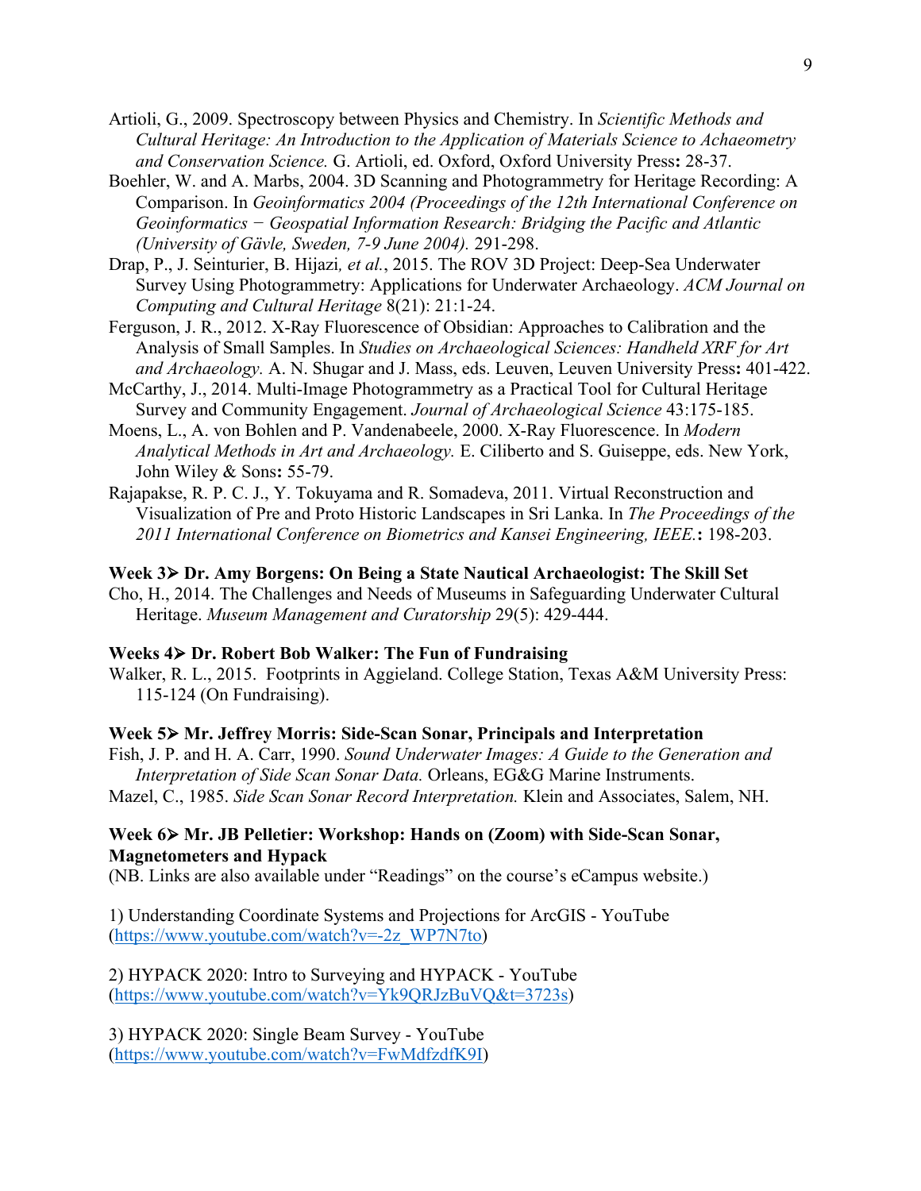Artioli, G., 2009. Spectroscopy between Physics and Chemistry. In *Scientific Methods and Cultural Heritage: An Introduction to the Application of Materials Science to Achaeometry and Conservation Science.* G. Artioli, ed. Oxford, Oxford University Press**:** 28-37.

Boehler, W. and A. Marbs, 2004. 3D Scanning and Photogrammetry for Heritage Recording: A Comparison. In *Geoinformatics 2004 (Proceedings of the 12th International Conference on Geoinformatics − Geospatial Information Research: Bridging the Pacific and Atlantic (University of Gävle, Sweden, 7-9 June 2004).* 291-298.

Drap, P., J. Seinturier, B. Hijazi*, et al.*, 2015. The ROV 3D Project: Deep-Sea Underwater Survey Using Photogrammetry: Applications for Underwater Archaeology. *ACM Journal on Computing and Cultural Heritage* 8(21): 21:1-24.

Ferguson, J. R., 2012. X-Ray Fluorescence of Obsidian: Approaches to Calibration and the Analysis of Small Samples. In *Studies on Archaeological Sciences: Handheld XRF for Art and Archaeology.* A. N. Shugar and J. Mass, eds. Leuven, Leuven University Press**:** 401-422.

McCarthy, J., 2014. Multi-Image Photogrammetry as a Practical Tool for Cultural Heritage Survey and Community Engagement. *Journal of Archaeological Science* 43:175-185.

Moens, L., A. von Bohlen and P. Vandenabeele, 2000. X-Ray Fluorescence. In *Modern Analytical Methods in Art and Archaeology.* E. Ciliberto and S. Guiseppe, eds. New York, John Wiley & Sons**:** 55-79.

Rajapakse, R. P. C. J., Y. Tokuyama and R. Somadeva, 2011. Virtual Reconstruction and Visualization of Pre and Proto Historic Landscapes in Sri Lanka. In *The Proceedings of the 2011 International Conference on Biometrics and Kansei Engineering, IEEE.***:** 198-203.

**Week 3➢ Dr. Amy Borgens: On Being a State Nautical Archaeologist: The Skill Set**

Cho, H., 2014. The Challenges and Needs of Museums in Safeguarding Underwater Cultural Heritage. *Museum Management and Curatorship* 29(5): 429-444.

**Weeks 4➢ Dr. Robert Bob Walker: The Fun of Fundraising**

Walker, R. L., 2015. Footprints in Aggieland. College Station, Texas A&M University Press: 115-124 (On Fundraising).

**Week 5➢ Mr. Jeffrey Morris: Side-Scan Sonar, Principals and Interpretation**

Fish, J. P. and H. A. Carr, 1990. *Sound Underwater Images: A Guide to the Generation and Interpretation of Side Scan Sonar Data.* Orleans, EG&G Marine Instruments.

Mazel, C., 1985. *Side Scan Sonar Record Interpretation.* Klein and Associates, Salem, NH.

**Week 6➢ Mr. JB Pelletier: Workshop: Hands on (Zoom) with Side-Scan Sonar, Magnetometers and Hypack**

(NB. Links are also available under "Readings" on the course's eCampus website.)

1) Understanding Coordinate Systems and Projections for ArcGIS - YouTube (https://www.youtube.com/watch?v=-2z_WP7N7to)

2) HYPACK 2020: Intro to Surveying and HYPACK - YouTube (https://www.youtube.com/watch?v=Yk9QRJzBuVQ&t=3723s)

3) HYPACK 2020: Single Beam Survey - YouTube (https://www.youtube.com/watch?v=FwMdfzdfK9I)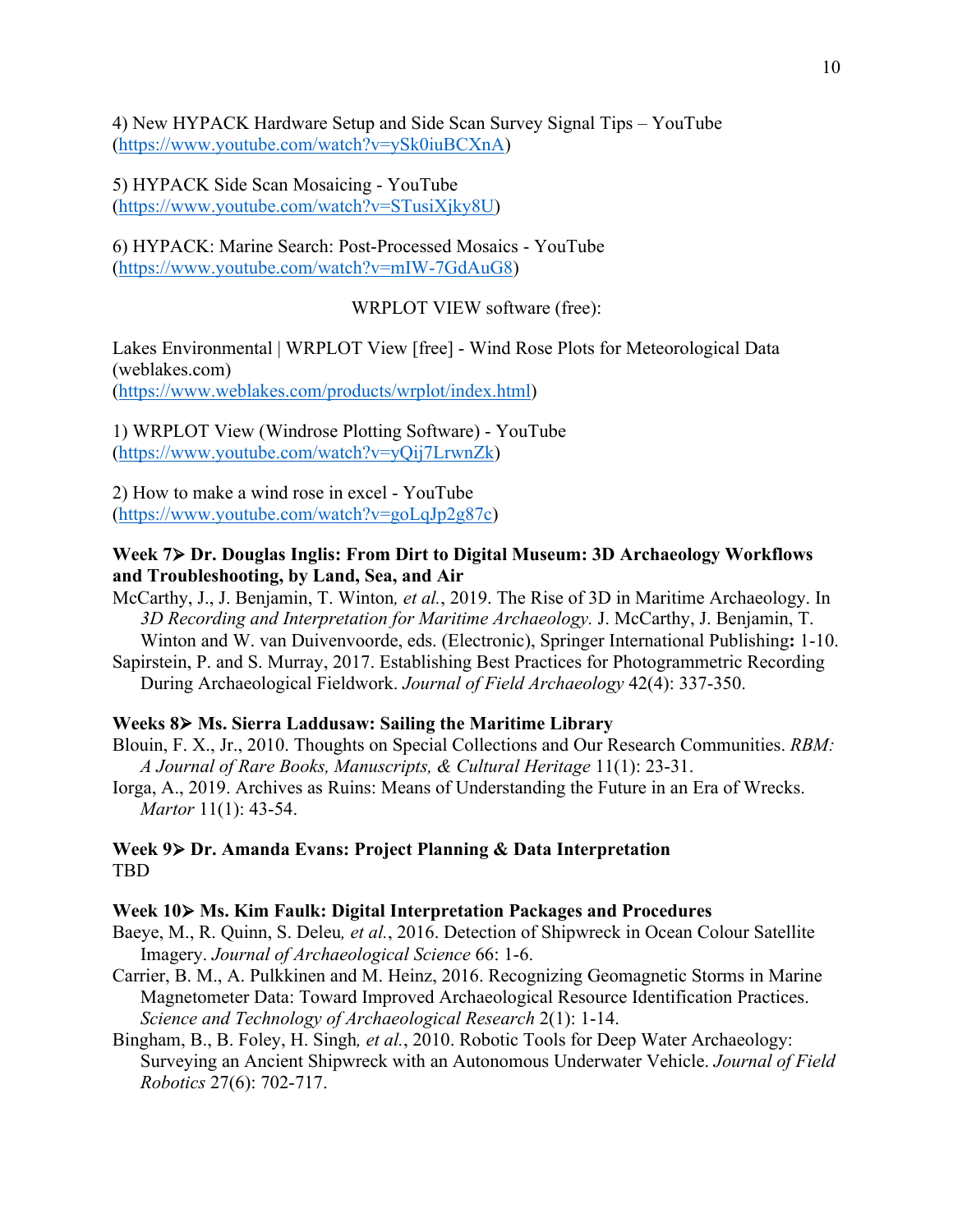4) New HYPACK Hardware Setup and Side Scan Survey Signal Tips – YouTube
(https://www.youtube.com/watch?v=ySk0iuBCXnA)

5) HYPACK Side Scan Mosaicing - YouTube
(https://www.youtube.com/watch?v=STusiXjky8U)

6) HYPACK: Marine Search: Post-Processed Mosaics - YouTube
(https://www.youtube.com/watch?v=mIW-7GdAuG8)

WRPLOT VIEW software (free):

Lakes Environmental | WRPLOT View [free] - Wind Rose Plots for Meteorological Data (weblakes.com)
(https://www.weblakes.com/products/wrplot/index.html)

1) WRPLOT View (Windrose Plotting Software) - YouTube
(https://www.youtube.com/watch?v=yQij7LrwnZk)

2) How to make a wind rose in excel - YouTube
(https://www.youtube.com/watch?v=goLqJp2g87c)

**Week 7➤ Dr. Douglas Inglis: From Dirt to Digital Museum: 3D Archaeology Workflows and Troubleshooting, by Land, Sea, and Air**

McCarthy, J., J. Benjamin, T. Winton*, et al.*, 2019. The Rise of 3D in Maritime Archaeology. In *3D Recording and Interpretation for Maritime Archaeology.* J. McCarthy, J. Benjamin, T. Winton and W. van Duivenvoorde, eds. (Electronic), Springer International Publishing**:** 1-10.

Sapirstein, P. and S. Murray, 2017. Establishing Best Practices for Photogrammetric Recording During Archaeological Fieldwork. *Journal of Field Archaeology* 42(4): 337-350.

**Weeks 8➤ Ms. Sierra Laddusaw: Sailing the Maritime Library**

Blouin, F. X., Jr., 2010. Thoughts on Special Collections and Our Research Communities. *RBM: A Journal of Rare Books, Manuscripts, & Cultural Heritage* 11(1): 23-31.

Iorga, A., 2019. Archives as Ruins: Means of Understanding the Future in an Era of Wrecks. *Martor* 11(1): 43-54.

**Week 9➤ Dr. Amanda Evans: Project Planning & Data Interpretation**

TBD

**Week 10➤ Ms. Kim Faulk: Digital Interpretation Packages and Procedures**

Baeye, M., R. Quinn, S. Deleu*, et al.*, 2016. Detection of Shipwreck in Ocean Colour Satellite Imagery. *Journal of Archaeological Science* 66: 1-6.

Carrier, B. M., A. Pulkkinen and M. Heinz, 2016. Recognizing Geomagnetic Storms in Marine Magnetometer Data: Toward Improved Archaeological Resource Identification Practices. *Science and Technology of Archaeological Research* 2(1): 1-14.

Bingham, B., B. Foley, H. Singh*, et al.*, 2010. Robotic Tools for Deep Water Archaeology: Surveying an Ancient Shipwreck with an Autonomous Underwater Vehicle. *Journal of Field Robotics* 27(6): 702-717.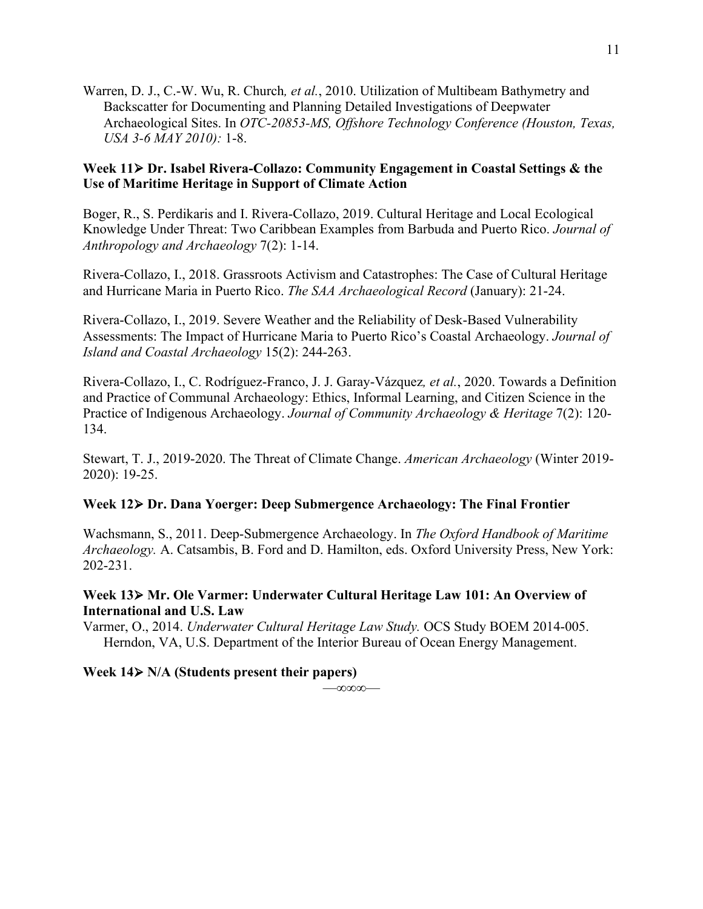Warren, D. J., C.-W. Wu, R. Church*, et al.*, 2010. Utilization of Multibeam Bathymetry and Backscatter for Documenting and Planning Detailed Investigations of Deepwater Archaeological Sites. In *OTC-20853-MS, Offshore Technology Conference (Houston, Texas, USA 3-6 MAY 2010):* 1-8.

**Week 11➤ Dr. Isabel Rivera-Collazo: Community Engagement in Coastal Settings & the Use of Maritime Heritage in Support of Climate Action**

Boger, R., S. Perdikaris and I. Rivera-Collazo, 2019. Cultural Heritage and Local Ecological Knowledge Under Threat: Two Caribbean Examples from Barbuda and Puerto Rico. *Journal of Anthropology and Archaeology* 7(2): 1-14.

Rivera-Collazo, I., 2018. Grassroots Activism and Catastrophes: The Case of Cultural Heritage and Hurricane Maria in Puerto Rico. *The SAA Archaeological Record* (January): 21-24.

Rivera-Collazo, I., 2019. Severe Weather and the Reliability of Desk-Based Vulnerability Assessments: The Impact of Hurricane Maria to Puerto Rico's Coastal Archaeology. *Journal of Island and Coastal Archaeology* 15(2): 244-263.

Rivera-Collazo, I., C. Rodríguez-Franco, J. J. Garay-Vázquez*, et al.*, 2020. Towards a Definition and Practice of Communal Archaeology: Ethics, Informal Learning, and Citizen Science in the Practice of Indigenous Archaeology. *Journal of Community Archaeology & Heritage* 7(2): 120-134.

Stewart, T. J., 2019-2020. The Threat of Climate Change. *American Archaeology* (Winter 2019-2020): 19-25.

**Week 12➤ Dr. Dana Yoerger: Deep Submergence Archaeology: The Final Frontier**

Wachsmann, S., 2011. Deep-Submergence Archaeology. In *The Oxford Handbook of Maritime Archaeology.* A. Catsambis, B. Ford and D. Hamilton, eds. Oxford University Press, New York: 202-231.

**Week 13➤ Mr. Ole Varmer: Underwater Cultural Heritage Law 101: An Overview of International and U.S. Law**

Varmer, O., 2014. *Underwater Cultural Heritage Law Study.* OCS Study BOEM 2014-005. Herndon, VA, U.S. Department of the Interior Bureau of Ocean Energy Management.

**Week 14➤ N/A (Students present their papers)**

—∞∞∞—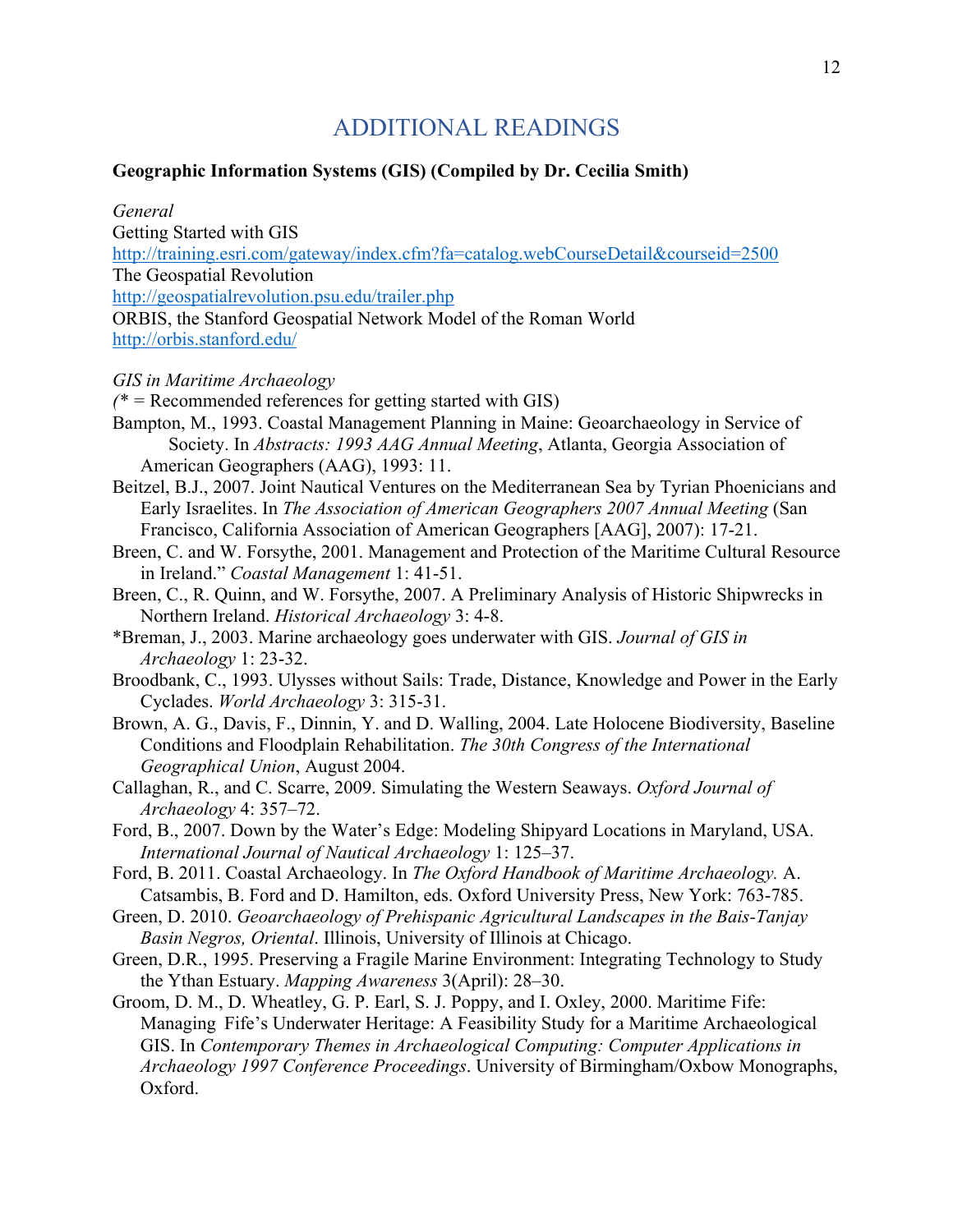# ADDITIONAL READINGS

**Geographic Information Systems (GIS) (Compiled by Dr. Cecilia Smith)**

*General*

Getting Started with GIS
http://training.esri.com/gateway/index.cfm?fa=catalog.webCourseDetail&courseid=2500
The Geospatial Revolution
http://geospatialrevolution.psu.edu/trailer.php
ORBIS, the Stanford Geospatial Network Model of the Roman World
http://orbis.stanford.edu/

*GIS in Maritime Archaeology*
*(* = Recommended references for getting started with GIS)*

Bampton, M., 1993. Coastal Management Planning in Maine: Geoarchaeology in Service of Society. In *Abstracts: 1993 AAG Annual Meeting*, Atlanta, Georgia Association of American Geographers (AAG), 1993: 11.

Beitzel, B.J., 2007. Joint Nautical Ventures on the Mediterranean Sea by Tyrian Phoenicians and Early Israelites. In *The Association of American Geographers 2007 Annual Meeting* (San Francisco, California Association of American Geographers [AAG], 2007): 17-21.

Breen, C. and W. Forsythe, 2001. Management and Protection of the Maritime Cultural Resource in Ireland." *Coastal Management* 1: 41-51.

Breen, C., R. Quinn, and W. Forsythe, 2007. A Preliminary Analysis of Historic Shipwrecks in Northern Ireland. *Historical Archaeology* 3: 4-8.

*Breman, J., 2003. Marine archaeology goes underwater with GIS. *Journal of GIS in Archaeology* 1: 23-32.

Broodbank, C., 1993. Ulysses without Sails: Trade, Distance, Knowledge and Power in the Early Cyclades. *World Archaeology* 3: 315-31.

Brown, A. G., Davis, F., Dinnin, Y. and D. Walling, 2004. Late Holocene Biodiversity, Baseline Conditions and Floodplain Rehabilitation. *The 30th Congress of the International Geographical Union*, August 2004.

Callaghan, R., and C. Scarre, 2009. Simulating the Western Seaways. *Oxford Journal of Archaeology* 4: 357–72.

Ford, B., 2007. Down by the Water's Edge: Modeling Shipyard Locations in Maryland, USA. *International Journal of Nautical Archaeology* 1: 125–37.

Ford, B. 2011. Coastal Archaeology. In *The Oxford Handbook of Maritime Archaeology.* A. Catsambis, B. Ford and D. Hamilton, eds. Oxford University Press, New York: 763-785.

Green, D. 2010. *Geoarchaeology of Prehispanic Agricultural Landscapes in the Bais-Tanjay Basin Negros, Oriental*. Illinois, University of Illinois at Chicago.

Green, D.R., 1995. Preserving a Fragile Marine Environment: Integrating Technology to Study the Ythan Estuary. *Mapping Awareness* 3(April): 28–30.

Groom, D. M., D. Wheatley, G. P. Earl, S. J. Poppy, and I. Oxley, 2000. Maritime Fife: Managing Fife's Underwater Heritage: A Feasibility Study for a Maritime Archaeological GIS. In *Contemporary Themes in Archaeological Computing: Computer Applications in Archaeology 1997 Conference Proceedings*. University of Birmingham/Oxbow Monographs, Oxford.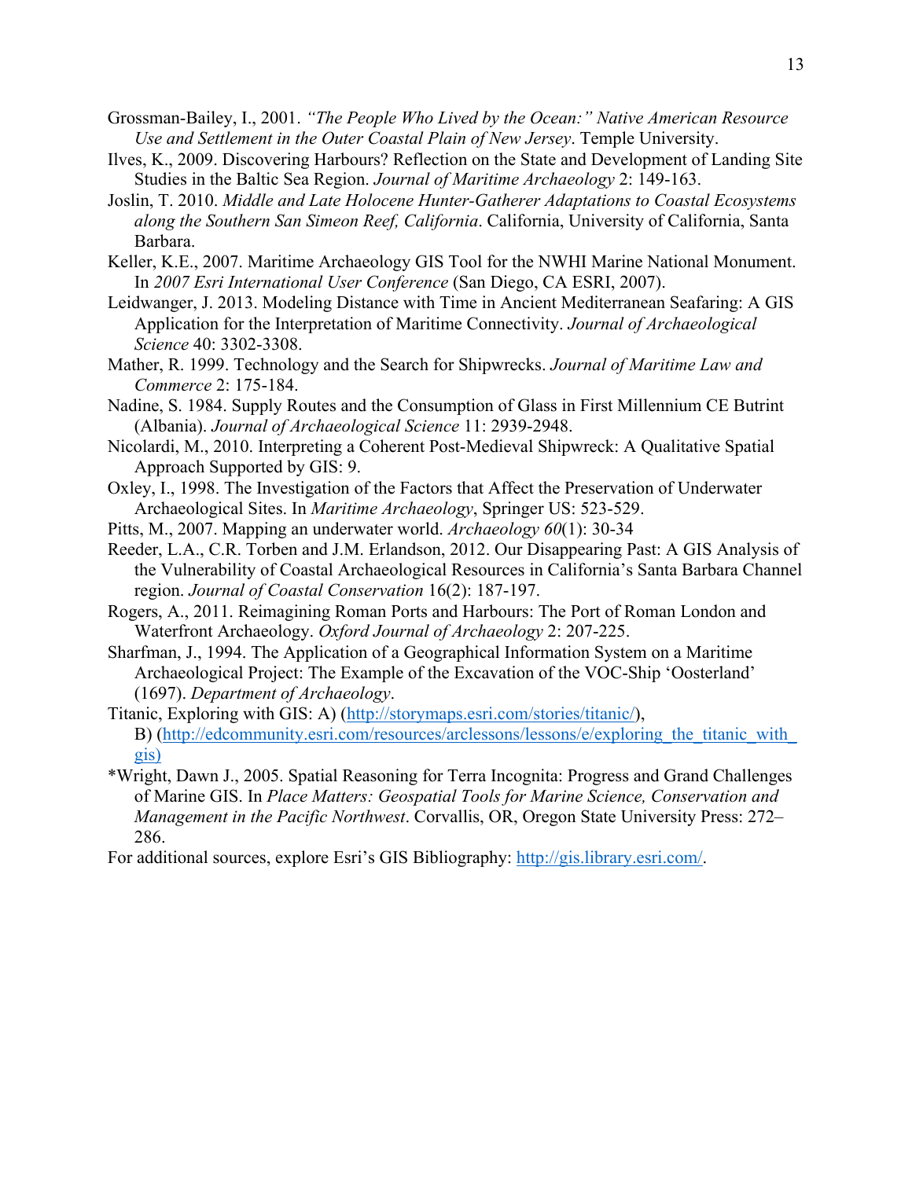Grossman-Bailey, I., 2001. *"The People Who Lived by the Ocean:" Native American Resource Use and Settlement in the Outer Coastal Plain of New Jersey*. Temple University.

Ilves, K., 2009. Discovering Harbours? Reflection on the State and Development of Landing Site Studies in the Baltic Sea Region. *Journal of Maritime Archaeology* 2: 149-163.

Joslin, T. 2010. *Middle and Late Holocene Hunter-Gatherer Adaptations to Coastal Ecosystems along the Southern San Simeon Reef, California*. California, University of California, Santa Barbara.

Keller, K.E., 2007. Maritime Archaeology GIS Tool for the NWHI Marine National Monument. In *2007 Esri International User Conference* (San Diego, CA ESRI, 2007).

Leidwanger, J. 2013. Modeling Distance with Time in Ancient Mediterranean Seafaring: A GIS Application for the Interpretation of Maritime Connectivity. *Journal of Archaeological Science* 40: 3302-3308.

Mather, R. 1999. Technology and the Search for Shipwrecks. *Journal of Maritime Law and Commerce* 2: 175-184.

Nadine, S. 1984. Supply Routes and the Consumption of Glass in First Millennium CE Butrint (Albania). *Journal of Archaeological Science* 11: 2939-2948.

Nicolardi, M., 2010. Interpreting a Coherent Post-Medieval Shipwreck: A Qualitative Spatial Approach Supported by GIS: 9.

Oxley, I., 1998. The Investigation of the Factors that Affect the Preservation of Underwater Archaeological Sites. In *Maritime Archaeology*, Springer US: 523-529.

Pitts, M., 2007. Mapping an underwater world. *Archaeology 60*(1): 30-34

Reeder, L.A., C.R. Torben and J.M. Erlandson, 2012. Our Disappearing Past: A GIS Analysis of the Vulnerability of Coastal Archaeological Resources in California's Santa Barbara Channel region. *Journal of Coastal Conservation* 16(2): 187-197.

Rogers, A., 2011. Reimagining Roman Ports and Harbours: The Port of Roman London and Waterfront Archaeology. *Oxford Journal of Archaeology* 2: 207-225.

Sharfman, J., 1994. The Application of a Geographical Information System on a Maritime Archaeological Project: The Example of the Excavation of the VOC-Ship 'Oosterland' (1697). *Department of Archaeology*.

Titanic, Exploring with GIS: A) (http://storymaps.esri.com/stories/titanic/), B) (http://edcommunity.esri.com/resources/arclessons/lessons/e/exploring_the_titanic_with_gis)

*Wright, Dawn J., 2005. Spatial Reasoning for Terra Incognita: Progress and Grand Challenges of Marine GIS. In *Place Matters: Geospatial Tools for Marine Science, Conservation and Management in the Pacific Northwest*. Corvallis, OR, Oregon State University Press: 272–286.

For additional sources, explore Esri's GIS Bibliography: http://gis.library.esri.com/.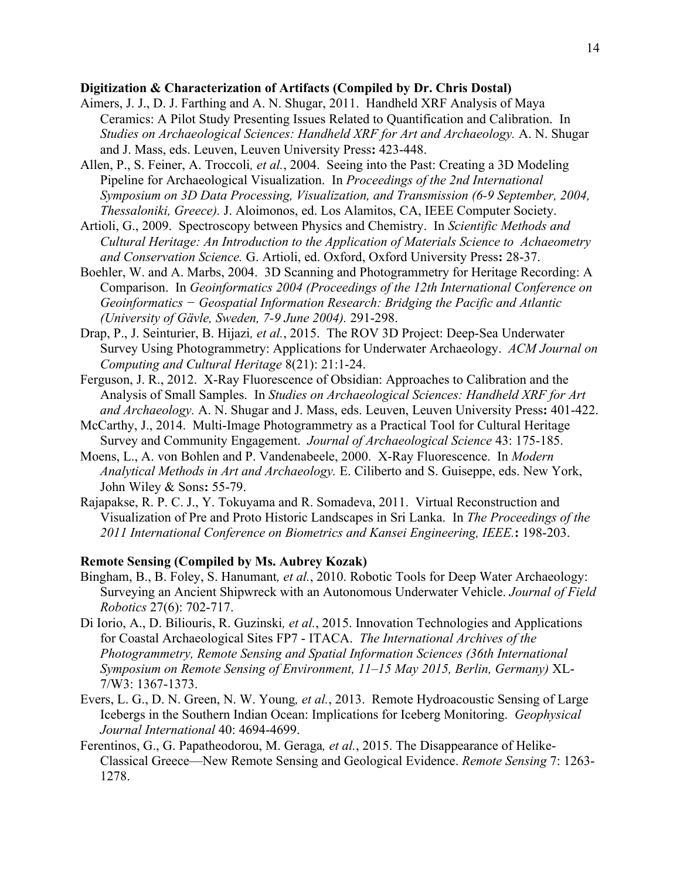**Digitization & Characterization of Artifacts (Compiled by Dr. Chris Dostal)**

Aimers, J. J., D. J. Farthing and A. N. Shugar, 2011. Handheld XRF Analysis of Maya Ceramics: A Pilot Study Presenting Issues Related to Quantification and Calibration. In *Studies on Archaeological Sciences: Handheld XRF for Art and Archaeology.* A. N. Shugar and J. Mass, eds. Leuven, Leuven University Press**:** 423-448.

Allen, P., S. Feiner, A. Troccoli*, et al.*, 2004. Seeing into the Past: Creating a 3D Modeling Pipeline for Archaeological Visualization. In *Proceedings of the 2nd International Symposium on 3D Data Processing, Visualization, and Transmission (6-9 September, 2004, Thessaloniki, Greece).* J. Aloimonos, ed. Los Alamitos, CA, IEEE Computer Society.

Artioli, G., 2009. Spectroscopy between Physics and Chemistry. In *Scientific Methods and Cultural Heritage: An Introduction to the Application of Materials Science to Achaeometry and Conservation Science.* G. Artioli, ed. Oxford, Oxford University Press**:** 28-37.

Boehler, W. and A. Marbs, 2004. 3D Scanning and Photogrammetry for Heritage Recording: A Comparison. In *Geoinformatics 2004 (Proceedings of the 12th International Conference on Geoinformatics − Geospatial Information Research: Bridging the Pacific and Atlantic (University of Gävle, Sweden, 7-9 June 2004).* 291-298.

Drap, P., J. Seinturier, B. Hijazi*, et al.*, 2015. The ROV 3D Project: Deep-Sea Underwater Survey Using Photogrammetry: Applications for Underwater Archaeology. *ACM Journal on Computing and Cultural Heritage* 8(21): 21:1-24.

Ferguson, J. R., 2012. X-Ray Fluorescence of Obsidian: Approaches to Calibration and the Analysis of Small Samples. In *Studies on Archaeological Sciences: Handheld XRF for Art and Archaeology.* A. N. Shugar and J. Mass, eds. Leuven, Leuven University Press**:** 401-422.

McCarthy, J., 2014. Multi-Image Photogrammetry as a Practical Tool for Cultural Heritage Survey and Community Engagement. *Journal of Archaeological Science* 43: 175-185.

Moens, L., A. von Bohlen and P. Vandenabeele, 2000. X-Ray Fluorescence. In *Modern Analytical Methods in Art and Archaeology.* E. Ciliberto and S. Guiseppe, eds. New York, John Wiley & Sons**:** 55-79.

Rajapakse, R. P. C. J., Y. Tokuyama and R. Somadeva, 2011. Virtual Reconstruction and Visualization of Pre and Proto Historic Landscapes in Sri Lanka. In *The Proceedings of the 2011 International Conference on Biometrics and Kansei Engineering, IEEE.***:** 198-203.

**Remote Sensing (Compiled by Ms. Aubrey Kozak)**

Bingham, B., B. Foley, S. Hanumant*, et al.*, 2010. Robotic Tools for Deep Water Archaeology: Surveying an Ancient Shipwreck with an Autonomous Underwater Vehicle. *Journal of Field Robotics* 27(6): 702-717.

Di Iorio, A., D. Biliouris, R. Guzinski*, et al.*, 2015. Innovation Technologies and Applications for Coastal Archaeological Sites FP7 - ITACA. *The International Archives of the Photogrammetry, Remote Sensing and Spatial Information Sciences (36th International Symposium on Remote Sensing of Environment, 11–15 May 2015, Berlin, Germany)* XL-7/W3: 1367-1373.

Evers, L. G., D. N. Green, N. W. Young*, et al.*, 2013. Remote Hydroacoustic Sensing of Large Icebergs in the Southern Indian Ocean: Implications for Iceberg Monitoring. *Geophysical Journal International* 40: 4694-4699.

Ferentinos, G., G. Papatheodorou, M. Geraga*, et al.*, 2015. The Disappearance of Helike-Classical Greece—New Remote Sensing and Geological Evidence. *Remote Sensing* 7: 1263-1278.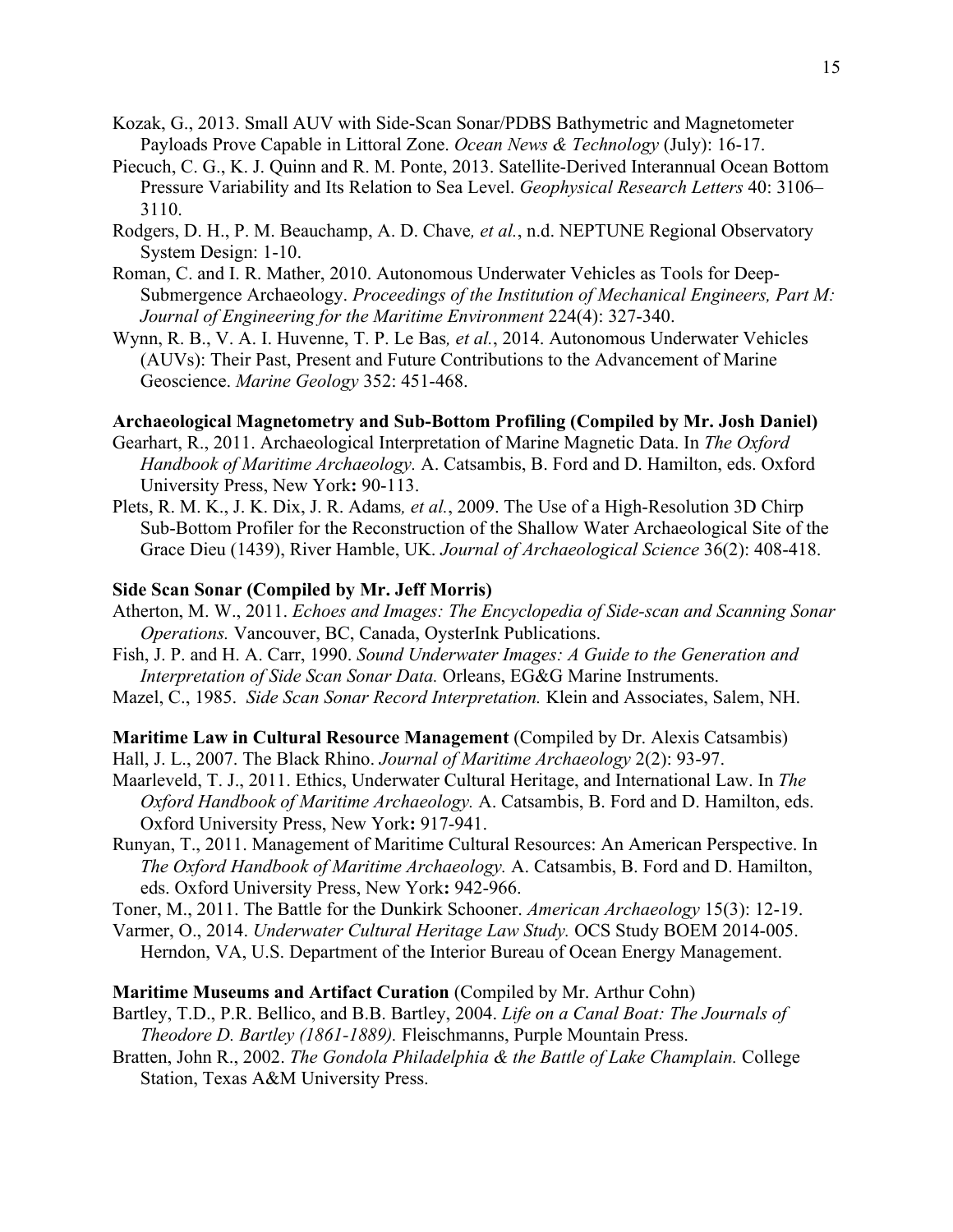Kozak, G., 2013. Small AUV with Side-Scan Sonar/PDBS Bathymetric and Magnetometer Payloads Prove Capable in Littoral Zone. *Ocean News & Technology* (July): 16-17.

Piecuch, C. G., K. J. Quinn and R. M. Ponte, 2013. Satellite-Derived Interannual Ocean Bottom Pressure Variability and Its Relation to Sea Level. *Geophysical Research Letters* 40: 3106–3110.

Rodgers, D. H., P. M. Beauchamp, A. D. Chave*, et al.*, n.d. NEPTUNE Regional Observatory System Design: 1-10.

Roman, C. and I. R. Mather, 2010. Autonomous Underwater Vehicles as Tools for Deep-Submergence Archaeology. *Proceedings of the Institution of Mechanical Engineers, Part M: Journal of Engineering for the Maritime Environment* 224(4): 327-340.

Wynn, R. B., V. A. I. Huvenne, T. P. Le Bas*, et al.*, 2014. Autonomous Underwater Vehicles (AUVs): Their Past, Present and Future Contributions to the Advancement of Marine Geoscience. *Marine Geology* 352: 451-468.

**Archaeological Magnetometry and Sub-Bottom Profiling (Compiled by Mr. Josh Daniel)**

Gearhart, R., 2011. Archaeological Interpretation of Marine Magnetic Data. In *The Oxford Handbook of Maritime Archaeology.* A. Catsambis, B. Ford and D. Hamilton, eds. Oxford University Press, New York**:** 90-113.

Plets, R. M. K., J. K. Dix, J. R. Adams*, et al.*, 2009. The Use of a High-Resolution 3D Chirp Sub-Bottom Profiler for the Reconstruction of the Shallow Water Archaeological Site of the Grace Dieu (1439), River Hamble, UK. *Journal of Archaeological Science* 36(2): 408-418.

**Side Scan Sonar (Compiled by Mr. Jeff Morris)**

Atherton, M. W., 2011. *Echoes and Images: The Encyclopedia of Side-scan and Scanning Sonar Operations.* Vancouver, BC, Canada, OysterInk Publications.

Fish, J. P. and H. A. Carr, 1990. *Sound Underwater Images: A Guide to the Generation and Interpretation of Side Scan Sonar Data.* Orleans, EG&G Marine Instruments.

Mazel, C., 1985. *Side Scan Sonar Record Interpretation.* Klein and Associates, Salem, NH.

**Maritime Law in Cultural Resource Management** (Compiled by Dr. Alexis Catsambis)

Hall, J. L., 2007. The Black Rhino. *Journal of Maritime Archaeology* 2(2): 93-97.

Maarleveld, T. J., 2011. Ethics, Underwater Cultural Heritage, and International Law. In *The Oxford Handbook of Maritime Archaeology.* A. Catsambis, B. Ford and D. Hamilton, eds. Oxford University Press, New York**:** 917-941.

Runyan, T., 2011. Management of Maritime Cultural Resources: An American Perspective. In *The Oxford Handbook of Maritime Archaeology.* A. Catsambis, B. Ford and D. Hamilton, eds. Oxford University Press, New York**:** 942-966.

Toner, M., 2011. The Battle for the Dunkirk Schooner. *American Archaeology* 15(3): 12-19.

Varmer, O., 2014. *Underwater Cultural Heritage Law Study.* OCS Study BOEM 2014-005. Herndon, VA, U.S. Department of the Interior Bureau of Ocean Energy Management.

**Maritime Museums and Artifact Curation** (Compiled by Mr. Arthur Cohn)

Bartley, T.D., P.R. Bellico, and B.B. Bartley, 2004. *Life on a Canal Boat: The Journals of Theodore D. Bartley (1861-1889).* Fleischmanns, Purple Mountain Press.

Bratten, John R., 2002. *The Gondola Philadelphia & the Battle of Lake Champlain.* College Station, Texas A&M University Press.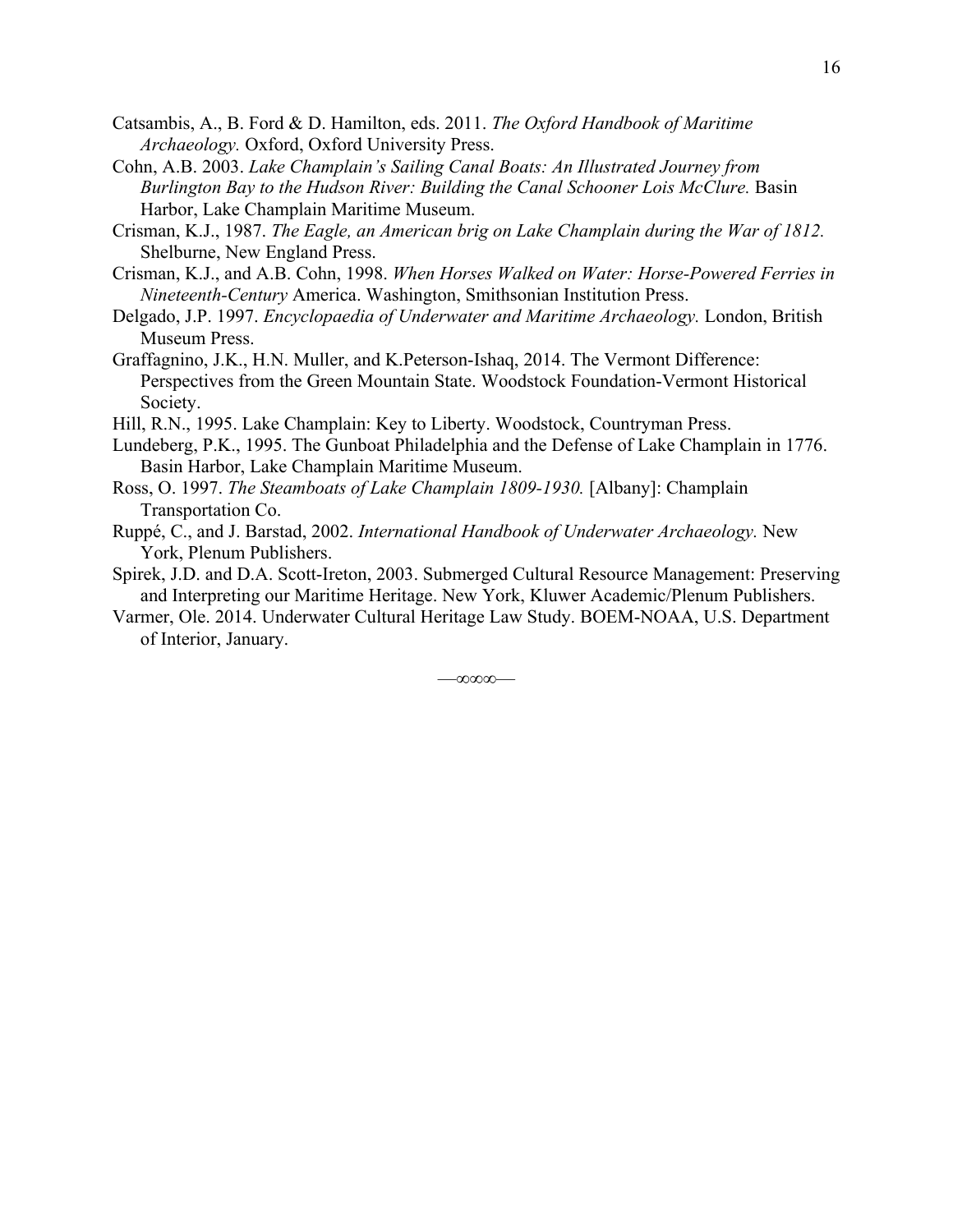Catsambis, A., B. Ford & D. Hamilton, eds. 2011. *The Oxford Handbook of Maritime Archaeology.* Oxford, Oxford University Press.

Cohn, A.B. 2003. *Lake Champlain's Sailing Canal Boats: An Illustrated Journey from Burlington Bay to the Hudson River: Building the Canal Schooner Lois McClure.* Basin Harbor, Lake Champlain Maritime Museum.

Crisman, K.J., 1987. *The Eagle, an American brig on Lake Champlain during the War of 1812.* Shelburne, New England Press.

Crisman, K.J., and A.B. Cohn, 1998. *When Horses Walked on Water: Horse-Powered Ferries in Nineteenth-Century* America. Washington, Smithsonian Institution Press.

Delgado, J.P. 1997. *Encyclopaedia of Underwater and Maritime Archaeology.* London, British Museum Press.

Graffagnino, J.K., H.N. Muller, and K.Peterson-Ishaq, 2014. The Vermont Difference: Perspectives from the Green Mountain State. Woodstock Foundation-Vermont Historical Society.

Hill, R.N., 1995. Lake Champlain: Key to Liberty. Woodstock, Countryman Press.

Lundeberg, P.K., 1995. The Gunboat Philadelphia and the Defense of Lake Champlain in 1776. Basin Harbor, Lake Champlain Maritime Museum.

Ross, O. 1997. *The Steamboats of Lake Champlain 1809-1930.* [Albany]: Champlain Transportation Co.

Ruppé, C., and J. Barstad, 2002. *International Handbook of Underwater Archaeology.* New York, Plenum Publishers.

Spirek, J.D. and D.A. Scott-Ireton, 2003. Submerged Cultural Resource Management: Preserving and Interpreting our Maritime Heritage. New York, Kluwer Academic/Plenum Publishers.

Varmer, Ole. 2014. Underwater Cultural Heritage Law Study. BOEM-NOAA, U.S. Department of Interior, January.

—∞∞∞—